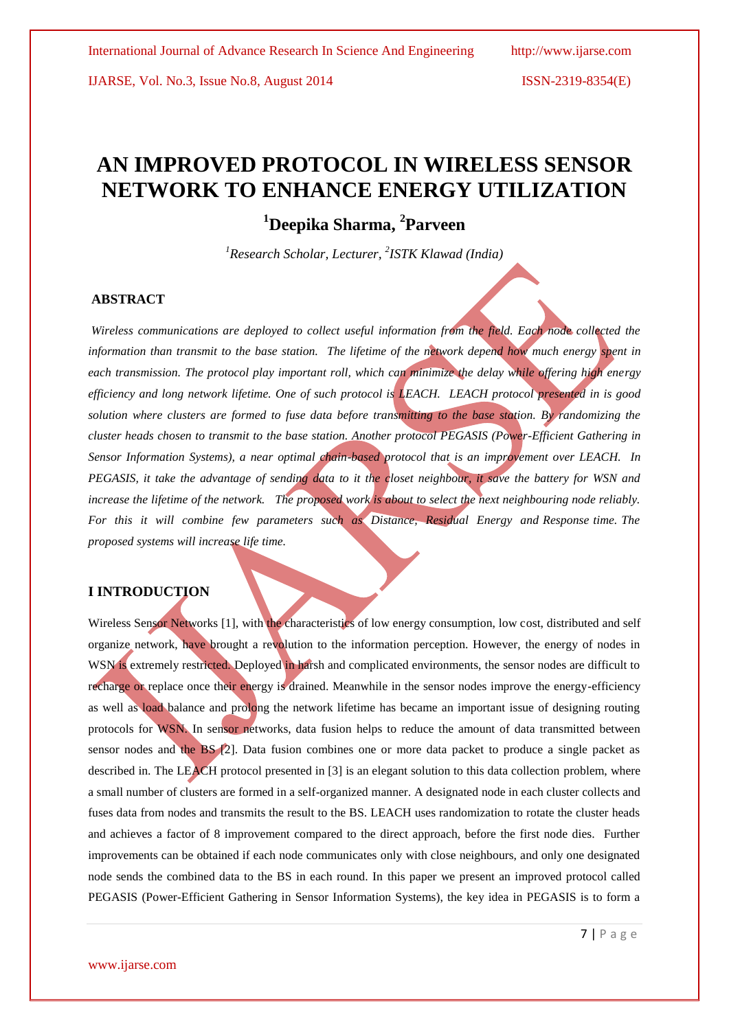# AN IMPROVED PROTOCOL IN WIRELESS SENSOR NETWORK TO ENHANCE ENERGY UTILIZATION

## [1]Deepika Sharma, [2]Parveen

*[1]Research Scholar, Lecturer, [2]ISTK Klawad (India)*

### ABSTRACT

*Wireless communications are deployed to collect useful information from the field. Each node collected the information than transmit to the base station. The lifetime of the network depend how much energy spent in each transmission. The protocol play important roll, which can minimize the delay while offering high energy efficiency and long network lifetime. One of such protocol is LEACH. LEACH protocol presented in is good solution where clusters are formed to fuse data before transmitting to the base station. By randomizing the cluster heads chosen to transmit to the base station. Another protocol PEGASIS (Power-Efficient Gathering in Sensor Information Systems), a near optimal chain-based protocol that is an improvement over LEACH. In PEGASIS, it take the advantage of sending data to it the closet neighbour, it save the battery for WSN and increase the lifetime of the network. The proposed work is about to select the next neighbouring node reliably. For this it will combine few parameters such as Distance, Residual Energy and Response time. The proposed systems will increase life time.*

### I INTRODUCTION

Wireless Sensor Networks [1], with the characteristics of low energy consumption, low cost, distributed and self organize network, have brought a revolution to the information perception. However, the energy of nodes in WSN is extremely restricted. Deployed in harsh and complicated environments, the sensor nodes are difficult to recharge or replace once their energy is drained. Meanwhile in the sensor nodes improve the energy-efficiency as well as load balance and prolong the network lifetime has became an important issue of designing routing protocols for WSN. In sensor networks, data fusion helps to reduce the amount of data transmitted between sensor nodes and the BS [2]. Data fusion combines one or more data packet to produce a single packet as described in. The LEACH protocol presented in [3] is an elegant solution to this data collection problem, where a small number of clusters are formed in a self-organized manner. A designated node in each cluster collects and fuses data from nodes and transmits the result to the BS. LEACH uses randomization to rotate the cluster heads and achieves a factor of 8 improvement compared to the direct approach, before the first node dies. Further improvements can be obtained if each node communicates only with close neighbours, and only one designated node sends the combined data to the BS in each round. In this paper we present an improved protocol called PEGASIS (Power-Efficient Gathering in Sensor Information Systems), the key idea in PEGASIS is to form a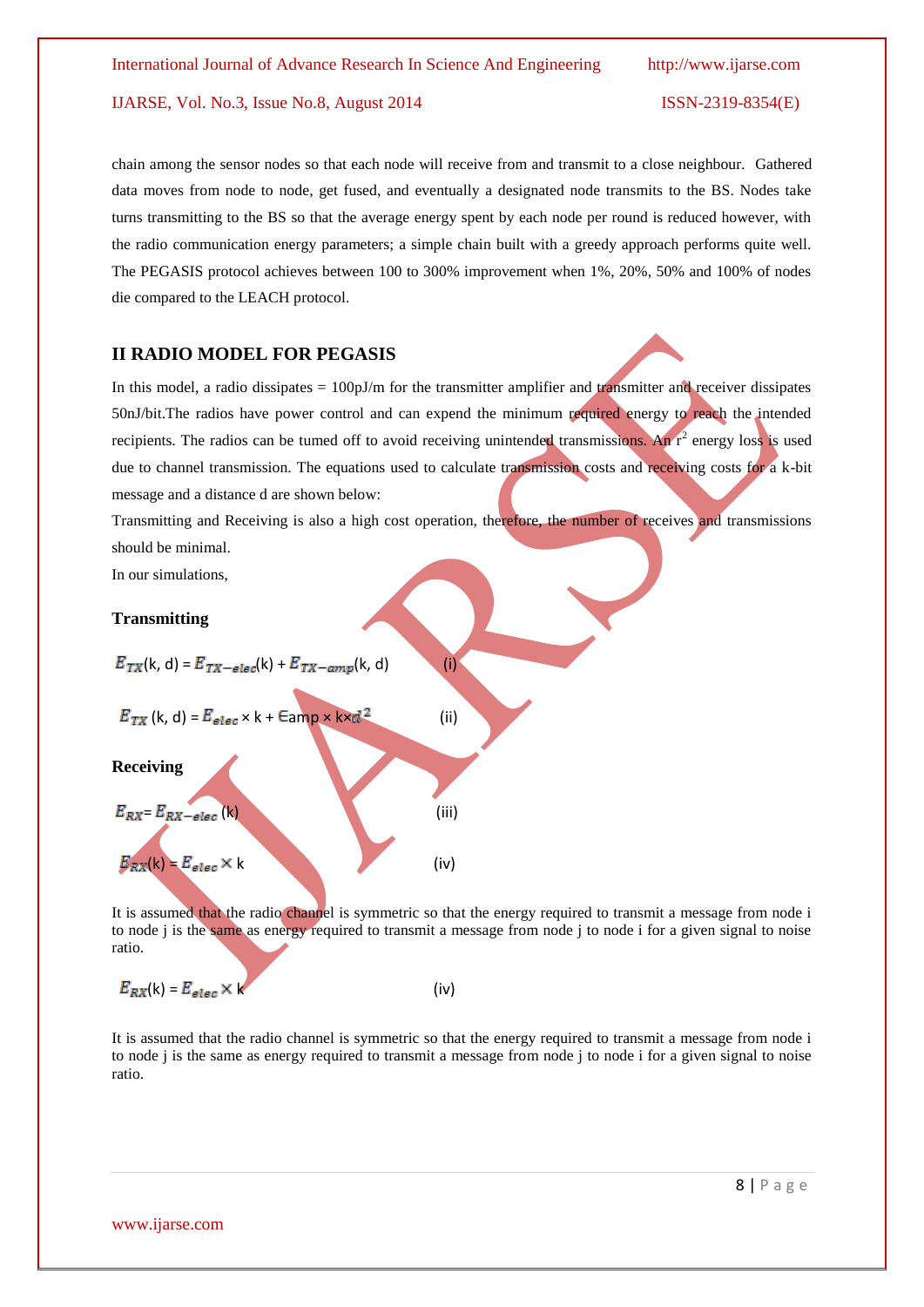chain among the sensor nodes so that each node will receive from and transmit to a close neighbour. Gathered data moves from node to node, get fused, and eventually a designated node transmits to the BS. Nodes take turns transmitting to the BS so that the average energy spent by each node per round is reduced however, with the radio communication energy parameters; a simple chain built with a greedy approach performs quite well. The PEGASIS protocol achieves between 100 to 300% improvement when 1%, 20%, 50% and 100% of nodes die compared to the LEACH protocol.

## II RADIO MODEL FOR PEGASIS

In this model, a radio dissipates = 100pJ/m for the transmitter amplifier and transmitter and receiver dissipates 50nJ/bit.The radios have power control and can expend the minimum required energy to reach the intended recipients. The radios can be tumed off to avoid receiving unintended transmissions. An $r^2$ energy loss is used due to channel transmission. The equations used to calculate transmission costs and receiving costs for a k-bit message and a distance d are shown below:

Transmitting and Receiving is also a high cost operation, therefore, the number of receives and transmissions should be minimal.

In our simulations,

**Transmitting**

$$E_{TX}(k, d) = E_{TX-elec}(k) + E_{TX-amp}(k, d) \qquad \text{(i)}$$

$$E_{TX}(k, d) = E_{elec} \times k + \epsilon_{amp} \times k \times d^2 \qquad \text{(ii)}$$

**Receiving**

$$E_{RX} = E_{RX-elec}(k) \qquad \text{(iii)}$$

$$E_{RX}(k) = E_{elec} \times k \qquad \text{(iv)}$$

It is assumed that the radio channel is symmetric so that the energy required to transmit a message from node i to node j is the same as energy required to transmit a message from node j to node i for a given signal to noise ratio.

$$E_{RX}(k) = E_{elec} \times k \qquad \text{(iv)}$$

It is assumed that the radio channel is symmetric so that the energy required to transmit a message from node i to node j is the same as energy required to transmit a message from node j to node i for a given signal to noise ratio.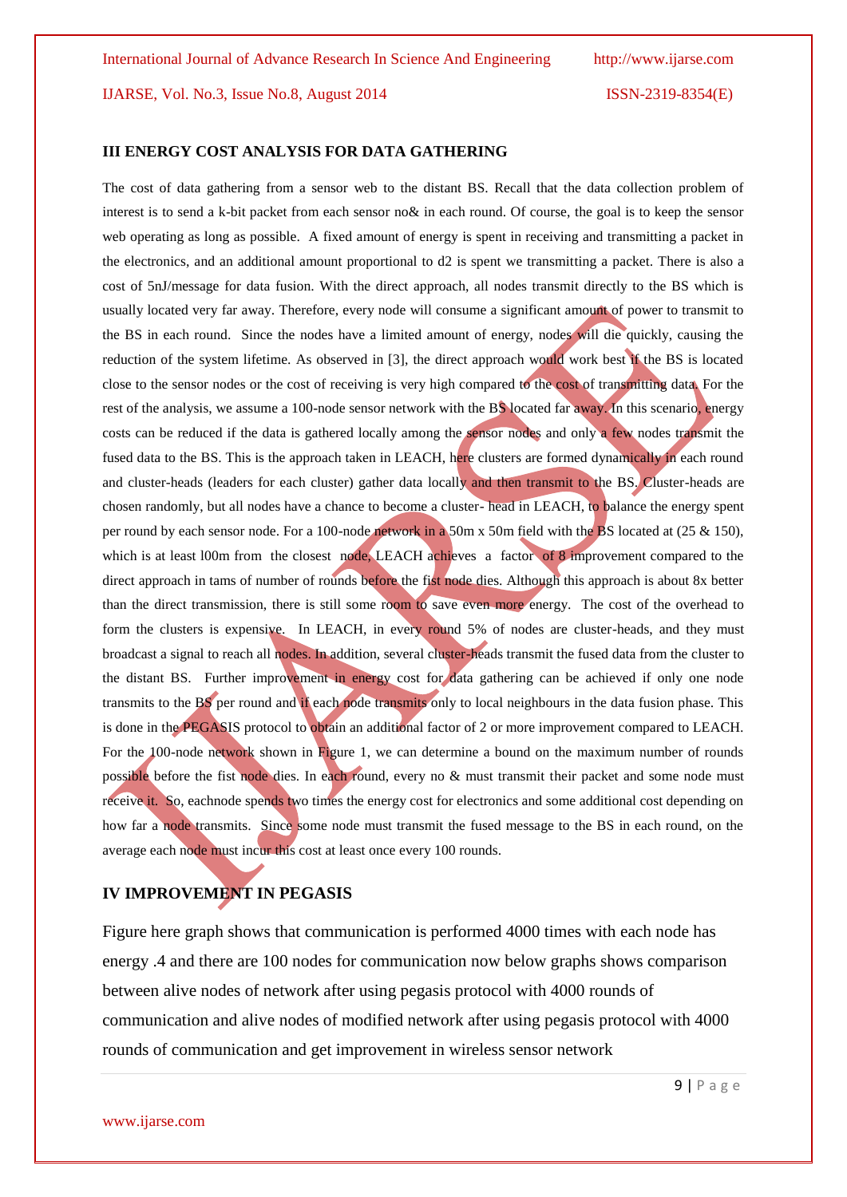## III ENERGY COST ANALYSIS FOR DATA GATHERING

The cost of data gathering from a sensor web to the distant BS. Recall that the data collection problem of interest is to send a k-bit packet from each sensor no& in each round. Of course, the goal is to keep the sensor web operating as long as possible. A fixed amount of energy is spent in receiving and transmitting a packet in the electronics, and an additional amount proportional to d2 is spent we transmitting a packet. There is also a cost of 5nJ/message for data fusion. With the direct approach, all nodes transmit directly to the BS which is usually located very far away. Therefore, every node will consume a significant amount of power to transmit to the BS in each round. Since the nodes have a limited amount of energy, nodes will die quickly, causing the reduction of the system lifetime. As observed in [3], the direct approach would work best if the BS is located close to the sensor nodes or the cost of receiving is very high compared to the cost of transmitting data. For the rest of the analysis, we assume a 100-node sensor network with the BS located far away. In this scenario, energy costs can be reduced if the data is gathered locally among the sensor nodes and only a few nodes transmit the fused data to the BS. This is the approach taken in LEACH, here clusters are formed dynamically in each round and cluster-heads (leaders for each cluster) gather data locally and then transmit to the BS. Cluster-heads are chosen randomly, but all nodes have a chance to become a cluster- head in LEACH, to balance the energy spent per round by each sensor node. For a 100-node network in a 50m x 50m field with the BS located at (25 & 150), which is at least l00m from the closest node, LEACH achieves a factor of 8 improvement compared to the direct approach in tams of number of rounds before the fist node dies. Although this approach is about 8x better than the direct transmission, there is still some room to save even more energy. The cost of the overhead to form the clusters is expensive. In LEACH, in every round 5% of nodes are cluster-heads, and they must broadcast a signal to reach all nodes. In addition, several cluster-heads transmit the fused data from the cluster to the distant BS. Further improvement in energy cost for data gathering can be achieved if only one node transmits to the BS per round and if each node transmits only to local neighbours in the data fusion phase. This is done in the PEGASIS protocol to obtain an additional factor of 2 or more improvement compared to LEACH. For the 100-node network shown in Figure 1, we can determine a bound on the maximum number of rounds possible before the fist node dies. In each round, every no & must transmit their packet and some node must receive it. So, eachnode spends two times the energy cost for electronics and some additional cost depending on how far a node transmits. Since some node must transmit the fused message to the BS in each round, on the average each node must incur this cost at least once every 100 rounds.

## IV IMPROVEMENT IN PEGASIS

Figure here graph shows that communication is performed 4000 times with each node has energy .4 and there are 100 nodes for communication now below graphs shows comparison between alive nodes of network after using pegasis protocol with 4000 rounds of communication and alive nodes of modified network after using pegasis protocol with 4000 rounds of communication and get improvement in wireless sensor network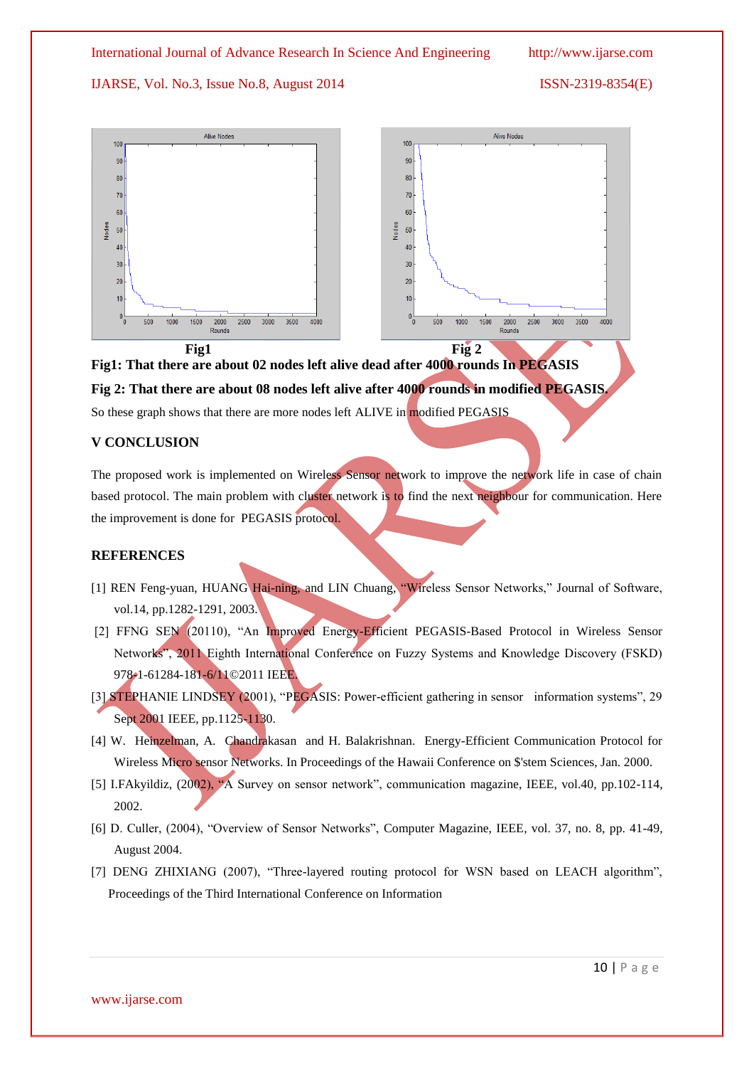Alive Nodes

Nodes

Rounds

0 500 1000 1500 2000 2500 3000 3500 4000

0 10 20 30 40 50 60 70 80 90 100

Fig1

Alive Nodes

Nodes

Rounds

0 500 1000 1500 2000 2500 3000 3500 4000

0 10 20 30 40 50 60 70 80 90 100

Fig 2

**Fig1: That there are about 02 nodes left alive dead after 4000 rounds In PEGASIS**

**Fig 2: That there are about 08 nodes left alive after 4000 rounds in modified PEGASIS.**

So these graph shows that there are more nodes left ALIVE in modified PEGASIS

## V CONCLUSION

The proposed work is implemented on Wireless Sensor network to improve the network life in case of chain based protocol. The main problem with cluster network is to find the next neighbour for communication. Here the improvement is done for PEGASIS protocol.

## REFERENCES

[1] REN Feng-yuan, HUANG Hai-ning, and LIN Chuang, "Wireless Sensor Networks," Journal of Software, vol.14, pp.1282-1291, 2003.

[2] FFNG SEN (20110), "An Improved Energy-Efficient PEGASIS-Based Protocol in Wireless Sensor Networks", 2011 Eighth International Conference on Fuzzy Systems and Knowledge Discovery (FSKD) 978-1-61284-181-6/11©2011 IEEE.

[3] STEPHANIE LINDSEY (2001), "PEGASIS: Power-efficient gathering in sensor information systems", 29 Sept 2001 IEEE, pp.1125-1130.

[4] W. Heinzelman, A. Chandrakasan and H. Balakrishnan. Energy-Efficient Communication Protocol for Wireless Micro sensor Networks. In Proceedings of the Hawaii Conference on $'stem Sciences, Jan. 2000.

[5] I.FAkyildiz, (2002), "A Survey on sensor network", communication magazine, IEEE, vol.40, pp.102-114, 2002.

[6] D. Culler, (2004), "Overview of Sensor Networks", Computer Magazine, IEEE, vol. 37, no. 8, pp. 41-49, August 2004.

[7] DENG ZHIXIANG (2007), "Three-layered routing protocol for WSN based on LEACH algorithm", Proceedings of the Third International Conference on Information